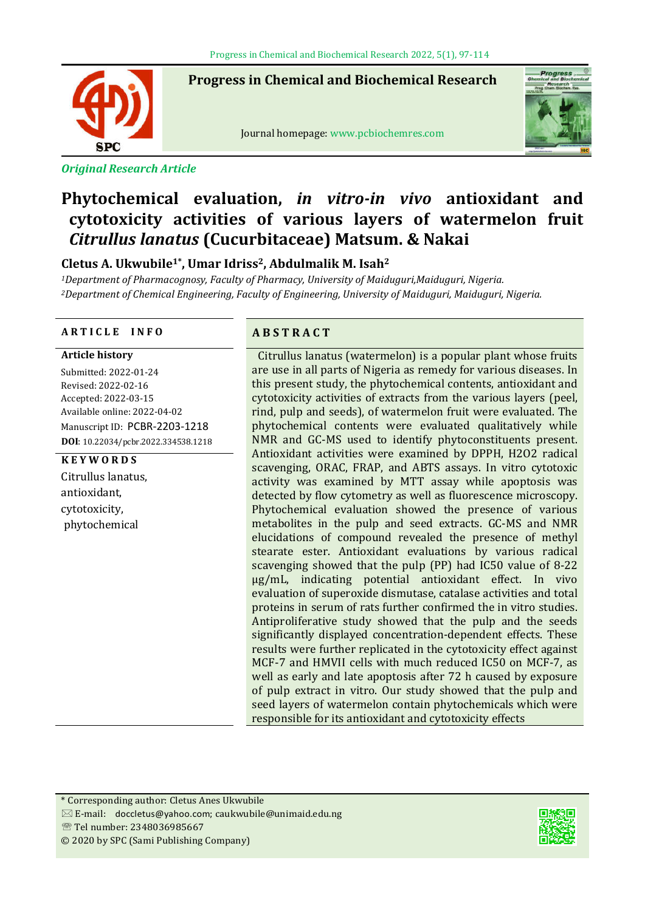*Original Research Article*

# Phytochemical evaluation, *in vitro-in vivo* antioxidant and cytotoxicity activities of various layers of watermelon fruit *Citrullus lanatus* (Cucurbitaceae) Matsum. & Nakai

**Cletus A. Ukwubile[1*], Umar Idriss[2], Abdulmalik M. Isah[2]**

*[1]Department of Pharmacognosy, Faculty of Pharmacy, University of Maiduguri,Maiduguri, Nigeria.*
*[2]Department of Chemical Engineering, Faculty of Engineering, University of Maiduguri, Maiduguri, Nigeria.*

**ARTICLE INFO**

**Article history**

Submitted: 2022-01-24
Revised: 2022-02-16
Accepted: 2022-03-15
Available online: 2022-04-02
Manuscript ID: PCBR-2203-1218
**DOI**: 10.22034/pcbr.2022.334538.1218

**KEYWORDS**

Citrullus lanatus,
antioxidant,
cytotoxicity,
phytochemical

**ABSTRACT**

Citrullus lanatus (watermelon) is a popular plant whose fruits are use in all parts of Nigeria as remedy for various diseases. In this present study, the phytochemical contents, antioxidant and cytotoxicity activities of extracts from the various layers (peel, rind, pulp and seeds), of watermelon fruit were evaluated. The phytochemical contents were evaluated qualitatively while NMR and GC-MS used to identify phytoconstituents present. Antioxidant activities were examined by DPPH, $H_2O_2$ radical scavenging, ORAC, FRAP, and ABTS assays. In vitro cytotoxic activity was examined by MTT assay while apoptosis was detected by flow cytometry as well as fluorescence microscopy. Phytochemical evaluation showed the presence of various metabolites in the pulp and seed extracts. GC-MS and NMR elucidations of compound revealed the presence of methyl stearate ester. Antioxidant evaluations by various radical scavenging showed that the pulp (PP) had IC50 value of 8-22 µg/mL, indicating potential antioxidant effect. In vivo evaluation of superoxide dismutase, catalase activities and total proteins in serum of rats further confirmed the in vitro studies. Antiproliferative study showed that the pulp and the seeds significantly displayed concentration-dependent effects. These results were further replicated in the cytotoxicity effect against MCF-7 and HMVII cells with much reduced IC50 on MCF-7, as well as early and late apoptosis after 72 h caused by exposure of pulp extract in vitro. Our study showed that the pulp and seed layers of watermelon contain phytochemicals which were responsible for its antioxidant and cytotoxicity effects

\* Corresponding author: Cletus Anes Ukwubile
E-mail: doccletus@yahoo.com; caukwubile@unimaid.edu.ng
Tel number: 2348036985667
© 2020 by SPC (Sami Publishing Company)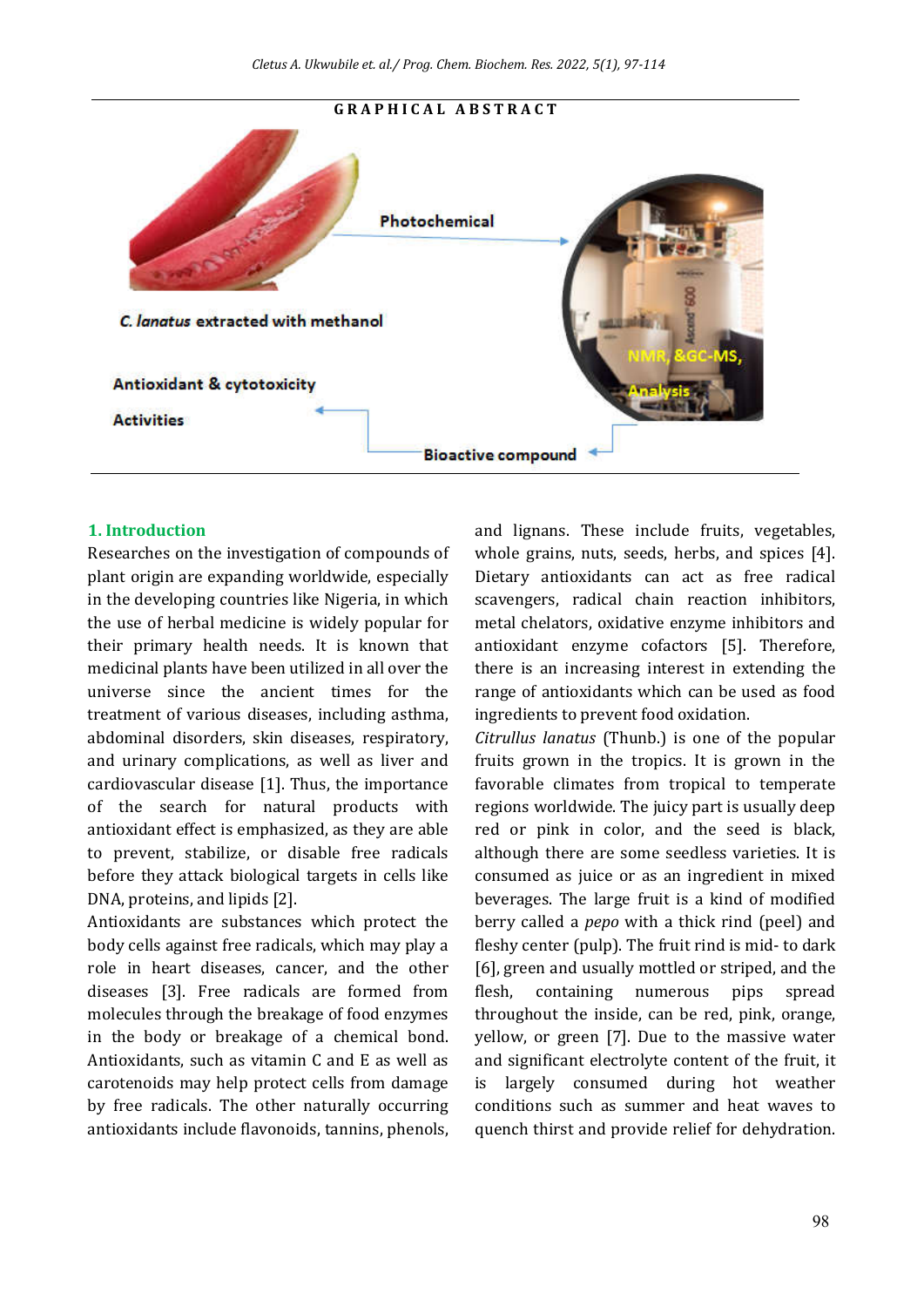GRAPHICAL ABSTRACT

Photochemical

*C. lanatus* extracted with methanol

NMR, &GC-MS, Analysis

Antioxidant & cytotoxicity Activities

Bioactive compound

## 1. Introduction

Researches on the investigation of compounds of plant origin are expanding worldwide, especially in the developing countries like Nigeria, in which the use of herbal medicine is widely popular for their primary health needs. It is known that medicinal plants have been utilized in all over the universe since the ancient times for the treatment of various diseases, including asthma, abdominal disorders, skin diseases, respiratory, and urinary complications, as well as liver and cardiovascular disease [1]. Thus, the importance of the search for natural products with antioxidant effect is emphasized, as they are able to prevent, stabilize, or disable free radicals before they attack biological targets in cells like DNA, proteins, and lipids [2].

Antioxidants are substances which protect the body cells against free radicals, which may play a role in heart diseases, cancer, and the other diseases [3]. Free radicals are formed from molecules through the breakage of food enzymes in the body or breakage of a chemical bond. Antioxidants, such as vitamin C and E as well as carotenoids may help protect cells from damage by free radicals. The other naturally occurring antioxidants include flavonoids, tannins, phenols, and lignans. These include fruits, vegetables, whole grains, nuts, seeds, herbs, and spices [4]. Dietary antioxidants can act as free radical scavengers, radical chain reaction inhibitors, metal chelators, oxidative enzyme inhibitors and antioxidant enzyme cofactors [5]. Therefore, there is an increasing interest in extending the range of antioxidants which can be used as food ingredients to prevent food oxidation.

*Citrullus lanatus* (Thunb.) is one of the popular fruits grown in the tropics. It is grown in the favorable climates from tropical to temperate regions worldwide. The juicy part is usually deep red or pink in color, and the seed is black, although there are some seedless varieties. It is consumed as juice or as an ingredient in mixed beverages. The large fruit is a kind of modified berry called a *pepo* with a thick rind (peel) and fleshy center (pulp). The fruit rind is mid- to dark [6], green and usually mottled or striped, and the flesh, containing numerous pips spread throughout the inside, can be red, pink, orange, yellow, or green [7]. Due to the massive water and significant electrolyte content of the fruit, it is largely consumed during hot weather conditions such as summer and heat waves to quench thirst and provide relief for dehydration.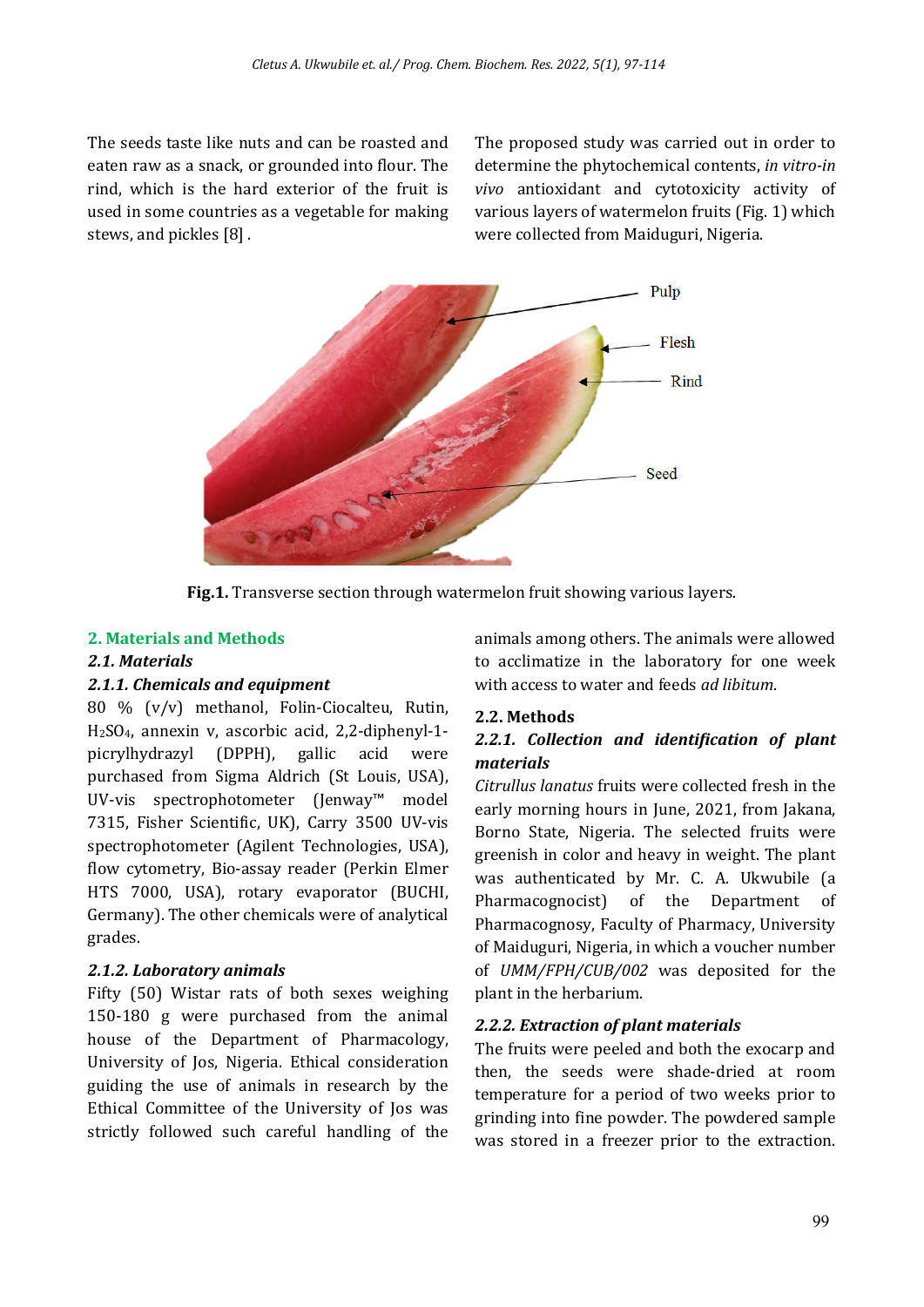The seeds taste like nuts and can be roasted and eaten raw as a snack, or grounded into flour. The rind, which is the hard exterior of the fruit is used in some countries as a vegetable for making stews, and pickles [8] .

The proposed study was carried out in order to determine the phytochemical contents, *in vitro-in vivo* antioxidant and cytotoxicity activity of various layers of watermelon fruits (Fig. 1) which were collected from Maiduguri, Nigeria.

**Fig.1.** Transverse section through watermelon fruit showing various layers.

## 2. Materials and Methods

### 2.1. Materials

#### 2.1.1. Chemicals and equipment

80 % (v/v) methanol, Folin-Ciocalteu, Rutin, $H_2SO_4$, annexin v, ascorbic acid, 2,2-diphenyl-1-picrylhydrazyl (DPPH), gallic acid were purchased from Sigma Aldrich (St Louis, USA), UV-vis spectrophotometer (Jenway™ model 7315, Fisher Scientific, UK), Carry 3500 UV-vis spectrophotometer (Agilent Technologies, USA), flow cytometry, Bio-assay reader (Perkin Elmer HTS 7000, USA), rotary evaporator (BUCHI, Germany). The other chemicals were of analytical grades.

#### 2.1.2. Laboratory animals

Fifty (50) Wistar rats of both sexes weighing 150-180 g were purchased from the animal house of the Department of Pharmacology, University of Jos, Nigeria. Ethical consideration guiding the use of animals in research by the Ethical Committee of the University of Jos was strictly followed such careful handling of the animals among others. The animals were allowed to acclimatize in the laboratory for one week with access to water and feeds *ad libitum*.

### 2.2. Methods

#### 2.2.1. Collection and identification of plant materials

*Citrullus lanatus* fruits were collected fresh in the early morning hours in June, 2021, from Jakana, Borno State, Nigeria. The selected fruits were greenish in color and heavy in weight. The plant was authenticated by Mr. C. A. Ukwubile (a Pharmacognocist) of the Department of Pharmacognosy, Faculty of Pharmacy, University of Maiduguri, Nigeria, in which a voucher number of *UMM/FPH/CUB/002* was deposited for the plant in the herbarium.

#### 2.2.2. Extraction of plant materials

The fruits were peeled and both the exocarp and then, the seeds were shade-dried at room temperature for a period of two weeks prior to grinding into fine powder. The powdered sample was stored in a freezer prior to the extraction.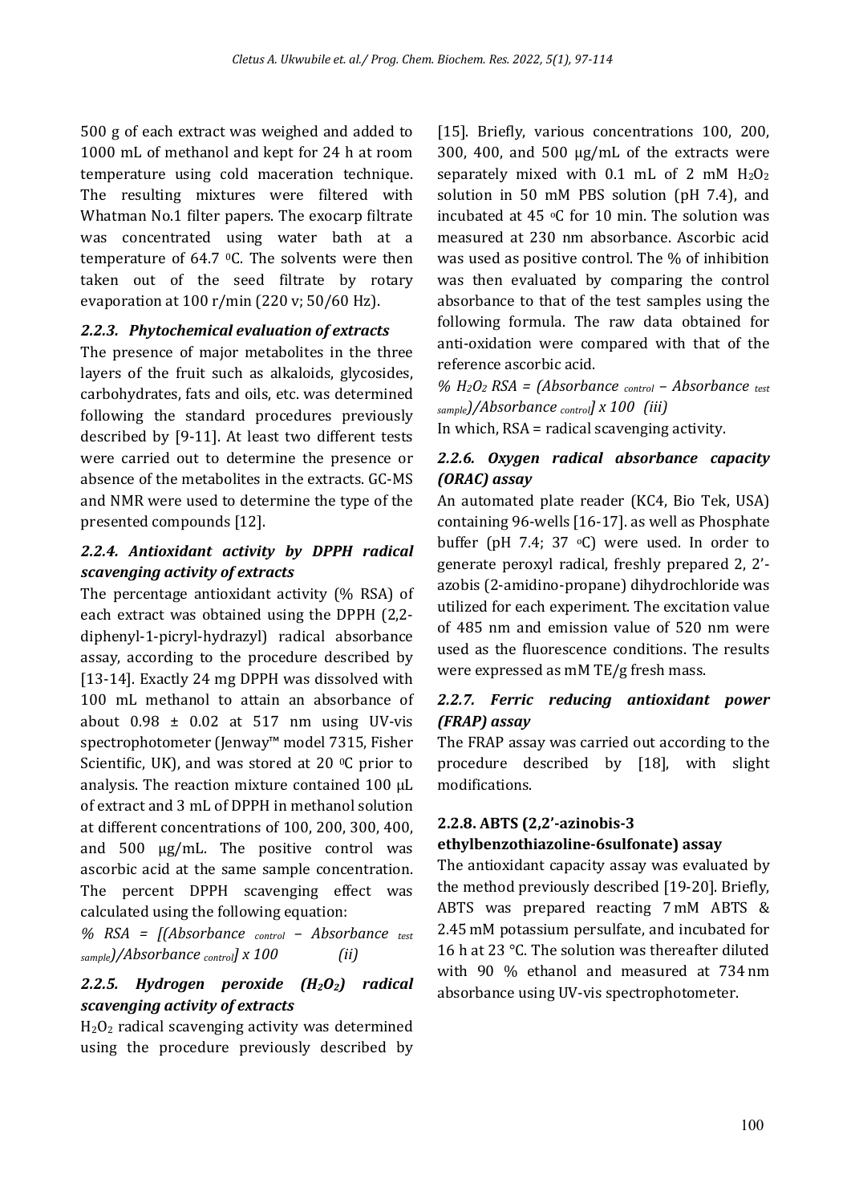500 g of each extract was weighed and added to 1000 mL of methanol and kept for 24 h at room temperature using cold maceration technique. The resulting mixtures were filtered with Whatman No.1 filter papers. The exocarp filtrate was concentrated using water bath at a temperature of 64.7 $^{0}$C. The solvents were then taken out of the seed filtrate by rotary evaporation at 100 r/min (220 v; 50/60 Hz).

### *2.2.3. Phytochemical evaluation of extracts*

The presence of major metabolites in the three layers of the fruit such as alkaloids, glycosides, carbohydrates, fats and oils, etc. was determined following the standard procedures previously described by [9-11]. At least two different tests were carried out to determine the presence or absence of the metabolites in the extracts. GC-MS and NMR were used to determine the type of the presented compounds [12].

### *2.2.4. Antioxidant activity by DPPH radical scavenging activity of extracts*

The percentage antioxidant activity (% RSA) of each extract was obtained using the DPPH (2,2-diphenyl-1-picryl-hydrazyl) radical absorbance assay, according to the procedure described by [13-14]. Exactly 24 mg DPPH was dissolved with 100 mL methanol to attain an absorbance of about 0.98 ± 0.02 at 517 nm using UV-vis spectrophotometer (Jenway™ model 7315, Fisher Scientific, UK), and was stored at 20 $^{0}$C prior to analysis. The reaction mixture contained 100 µL of extract and 3 mL of DPPH in methanol solution at different concentrations of 100, 200, 300, 400, and 500 µg/mL. The positive control was ascorbic acid at the same sample concentration. The percent DPPH scavenging effect was calculated using the following equation:

$$\% \, RSA = [(Absorbance_{control} - Absorbance_{test\ sample})/Absorbance_{control}] \times 100 \quad (ii)$$

### *2.2.5. Hydrogen peroxide ($H_2O_2$) radical scavenging activity of extracts*

$H_2O_2$ radical scavenging activity was determined using the procedure previously described by [15]. Briefly, various concentrations 100, 200, 300, 400, and 500 µg/mL of the extracts were separately mixed with 0.1 mL of 2 mM $H_2O_2$ solution in 50 mM PBS solution (pH 7.4), and incubated at 45 $^{o}$C for 10 min. The solution was measured at 230 nm absorbance. Ascorbic acid was used as positive control. The % of inhibition was then evaluated by comparing the control absorbance to that of the test samples using the following formula. The raw data obtained for anti-oxidation were compared with that of the reference ascorbic acid.

$$\% \, H_2O_2 \, RSA = (Absorbance_{control} - Absorbance_{test\ sample})/Absorbance_{control}] \times 100 \quad (iii)$$

In which, RSA = radical scavenging activity.

### *2.2.6. Oxygen radical absorbance capacity (ORAC) assay*

An automated plate reader (KC4, Bio Tek, USA) containing 96-wells [16-17]. as well as Phosphate buffer (pH 7.4; 37 $^{o}$C) were used. In order to generate peroxyl radical, freshly prepared 2, 2'-azobis (2-amidino-propane) dihydrochloride was utilized for each experiment. The excitation value of 485 nm and emission value of 520 nm were used as the fluorescence conditions. The results were expressed as mM TE/g fresh mass.

### *2.2.7. Ferric reducing antioxidant power (FRAP) assay*

The FRAP assay was carried out according to the procedure described by [18], with slight modifications.

### **2.2.8. ABTS (2,2'-azinobis-3 ethylbenzothiazoline-6sulfonate) assay**

The antioxidant capacity assay was evaluated by the method previously described [19-20]. Briefly, ABTS was prepared reacting 7 mM ABTS & 2.45 mM potassium persulfate, and incubated for 16 h at 23 °C. The solution was thereafter diluted with 90 % ethanol and measured at 734 nm absorbance using UV-vis spectrophotometer.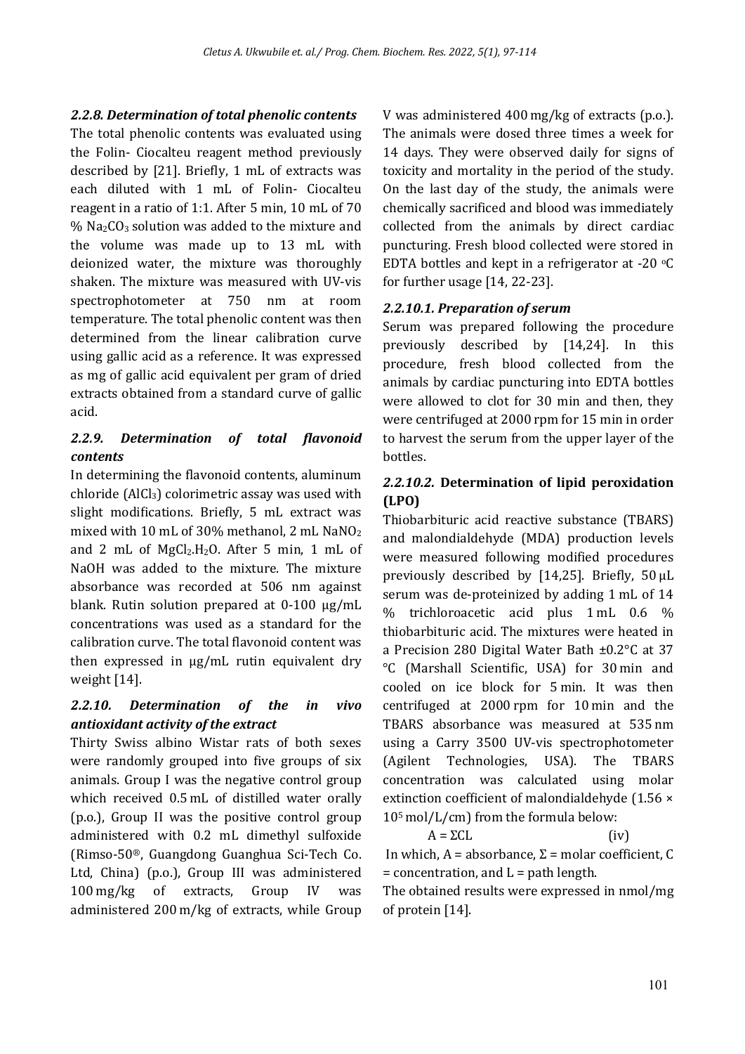### *2.2.8. Determination of total phenolic contents*

The total phenolic contents was evaluated using the Folin- Ciocalteu reagent method previously described by [21]. Briefly, 1 mL of extracts was each diluted with 1 mL of Folin- Ciocalteu reagent in a ratio of 1:1. After 5 min, 10 mL of 70 % $Na_2CO_3$ solution was added to the mixture and the volume was made up to 13 mL with deionized water, the mixture was thoroughly shaken. The mixture was measured with UV-vis spectrophotometer at 750 nm at room temperature. The total phenolic content was then determined from the linear calibration curve using gallic acid as a reference. It was expressed as mg of gallic acid equivalent per gram of dried extracts obtained from a standard curve of gallic acid.

### *2.2.9. Determination of total flavonoid contents*

In determining the flavonoid contents, aluminum chloride ($AlCl_3$) colorimetric assay was used with slight modifications. Briefly, 5 mL extract was mixed with 10 mL of 30% methanol, 2 mL $NaNO_2$ and 2 mL of $MgCl_2.H_2O$. After 5 min, 1 mL of NaOH was added to the mixture. The mixture absorbance was recorded at 506 nm against blank. Rutin solution prepared at 0-100 µg/mL concentrations was used as a standard for the calibration curve. The total flavonoid content was then expressed in µg/mL rutin equivalent dry weight [14].

### *2.2.10. Determination of the in vivo antioxidant activity of the extract*

Thirty Swiss albino Wistar rats of both sexes were randomly grouped into five groups of six animals. Group I was the negative control group which received 0.5 mL of distilled water orally (p.o.), Group II was the positive control group administered with 0.2 mL dimethyl sulfoxide (Rimso-50®, Guangdong Guanghua Sci-Tech Co. Ltd, China) (p.o.), Group III was administered 100 mg/kg of extracts, Group IV was administered 200 m/kg of extracts, while Group V was administered 400 mg/kg of extracts (p.o.). The animals were dosed three times a week for 14 days. They were observed daily for signs of toxicity and mortality in the period of the study. On the last day of the study, the animals were chemically sacrificed and blood was immediately collected from the animals by direct cardiac puncturing. Fresh blood collected were stored in EDTA bottles and kept in a refrigerator at -20 °C for further usage [14, 22-23].

### *2.2.10.1. Preparation of serum*

Serum was prepared following the procedure previously described by [14,24]. In this procedure, fresh blood collected from the animals by cardiac puncturing into EDTA bottles were allowed to clot for 30 min and then, they were centrifuged at 2000 rpm for 15 min in order to harvest the serum from the upper layer of the bottles.

### *2.2.10.2.* **Determination of lipid peroxidation (LPO)**

Thiobarbituric acid reactive substance (TBARS) and malondialdehyde (MDA) production levels were measured following modified procedures previously described by [14,25]. Briefly, 50 µL serum was de-proteinized by adding 1 mL of 14 % trichloroacetic acid plus 1 mL 0.6 % thiobarbituric acid. The mixtures were heated in a Precision 280 Digital Water Bath ±0.2°C at 37 °C (Marshall Scientific, USA) for 30 min and cooled on ice block for 5 min. It was then centrifuged at 2000 rpm for 10 min and the TBARS absorbance was measured at 535 nm using a Carry 3500 UV-vis spectrophotometer (Agilent Technologies, USA). The TBARS concentration was calculated using molar extinction coefficient of malondialdehyde ($1.56 \times 10^5$ mol/L/cm) from the formula below:

$$A = \Sigma CL \qquad \text{(iv)}$$

In which, A = absorbance, Σ = molar coefficient, C = concentration, and L = path length.

The obtained results were expressed in nmol/mg of protein [14].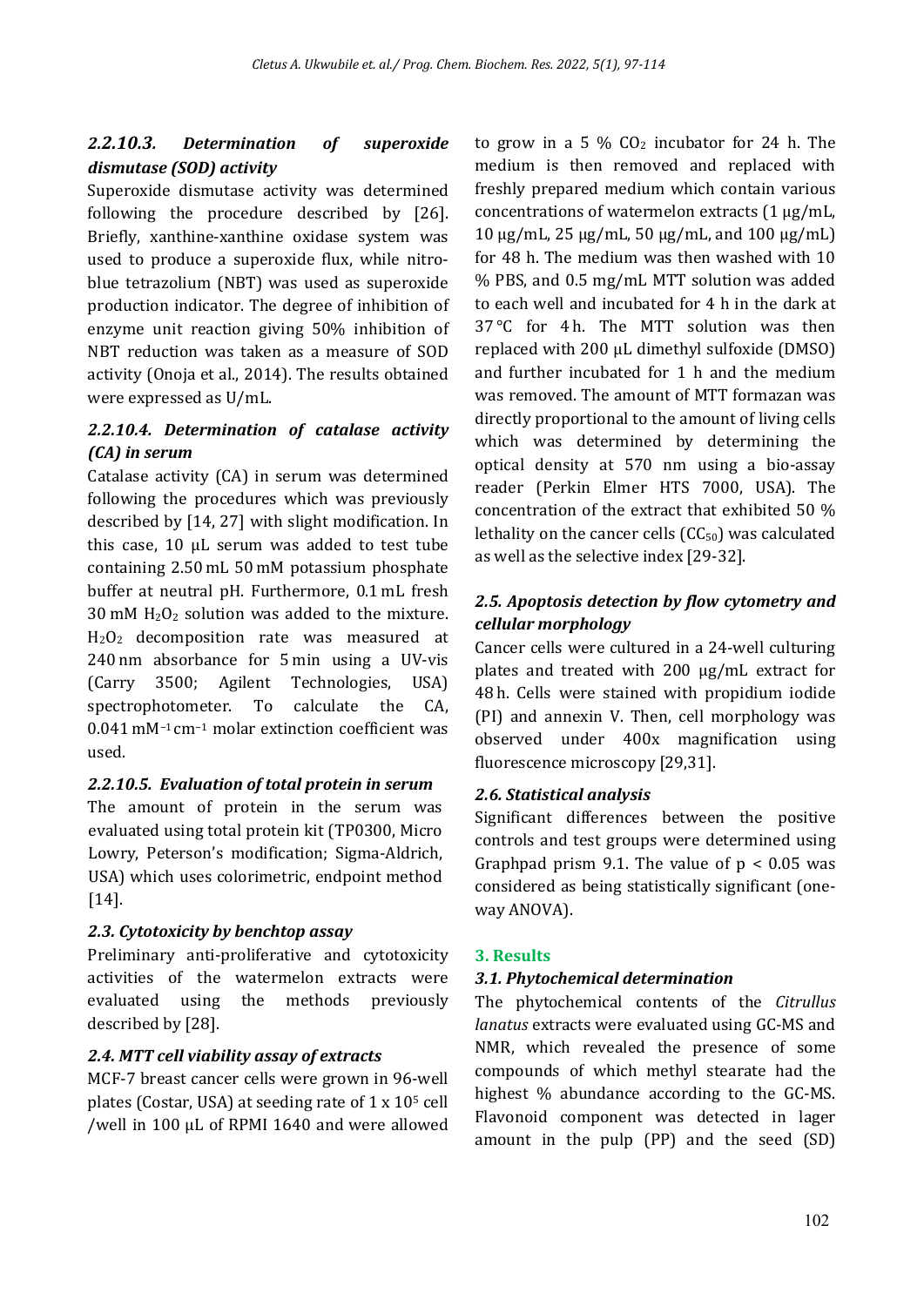### *2.2.10.3. Determination of superoxide dismutase (SOD) activity*

Superoxide dismutase activity was determined following the procedure described by [26]. Briefly, xanthine-xanthine oxidase system was used to produce a superoxide flux, while nitro-blue tetrazolium (NBT) was used as superoxide production indicator. The degree of inhibition of enzyme unit reaction giving 50% inhibition of NBT reduction was taken as a measure of SOD activity (Onoja et al., 2014). The results obtained were expressed as U/mL.

### *2.2.10.4. Determination of catalase activity (CA) in serum*

Catalase activity (CA) in serum was determined following the procedures which was previously described by [14, 27] with slight modification. In this case, 10 µL serum was added to test tube containing 2.50 mL 50 mM potassium phosphate buffer at neutral pH. Furthermore, 0.1 mL fresh 30 mM $H_2O_2$ solution was added to the mixture. $H_2O_2$ decomposition rate was measured at 240 nm absorbance for 5 min using a UV-vis (Carry 3500; Agilent Technologies, USA) spectrophotometer. To calculate the CA, 0.041 $mM^{-1} cm^{-1}$ molar extinction coefficient was used.

### *2.2.10.5. Evaluation of total protein in serum*

The amount of protein in the serum was evaluated using total protein kit (TP0300, Micro Lowry, Peterson's modification; Sigma-Aldrich, USA) which uses colorimetric, endpoint method [14].

## *2.3. Cytotoxicity by benchtop assay*

Preliminary anti-proliferative and cytotoxicity activities of the watermelon extracts were evaluated using the methods previously described by [28].

## *2.4. MTT cell viability assay of extracts*

MCF-7 breast cancer cells were grown in 96-well plates (Costar, USA) at seeding rate of 1 x $10^5$ cell /well in 100 µL of RPMI 1640 and were allowed to grow in a 5 % $CO_2$ incubator for 24 h. The medium is then removed and replaced with freshly prepared medium which contain various concentrations of watermelon extracts (1 µg/mL, 10 µg/mL, 25 µg/mL, 50 µg/mL, and 100 µg/mL) for 48 h. The medium was then washed with 10 % PBS, and 0.5 mg/mL MTT solution was added to each well and incubated for 4 h in the dark at 37 °C for 4 h. The MTT solution was then replaced with 200 µL dimethyl sulfoxide (DMSO) and further incubated for 1 h and the medium was removed. The amount of MTT formazan was directly proportional to the amount of living cells which was determined by determining the optical density at 570 nm using a bio-assay reader (Perkin Elmer HTS 7000, USA). The concentration of the extract that exhibited 50 % lethality on the cancer cells ($CC_{50}$) was calculated as well as the selective index [29-32].

## *2.5. Apoptosis detection by flow cytometry and cellular morphology*

Cancer cells were cultured in a 24-well culturing plates and treated with 200 µg/mL extract for 48 h. Cells were stained with propidium iodide (PI) and annexin V. Then, cell morphology was observed under 400x magnification using fluorescence microscopy [29,31].

## *2.6. Statistical analysis*

Significant differences between the positive controls and test groups were determined using Graphpad prism 9.1. The value of $p < 0.05$ was considered as being statistically significant (one-way ANOVA).

# 3. Results

## *3.1. Phytochemical determination*

The phytochemical contents of the *Citrullus lanatus* extracts were evaluated using GC-MS and NMR, which revealed the presence of some compounds of which methyl stearate had the highest % abundance according to the GC-MS. Flavonoid component was detected in lager amount in the pulp (PP) and the seed (SD)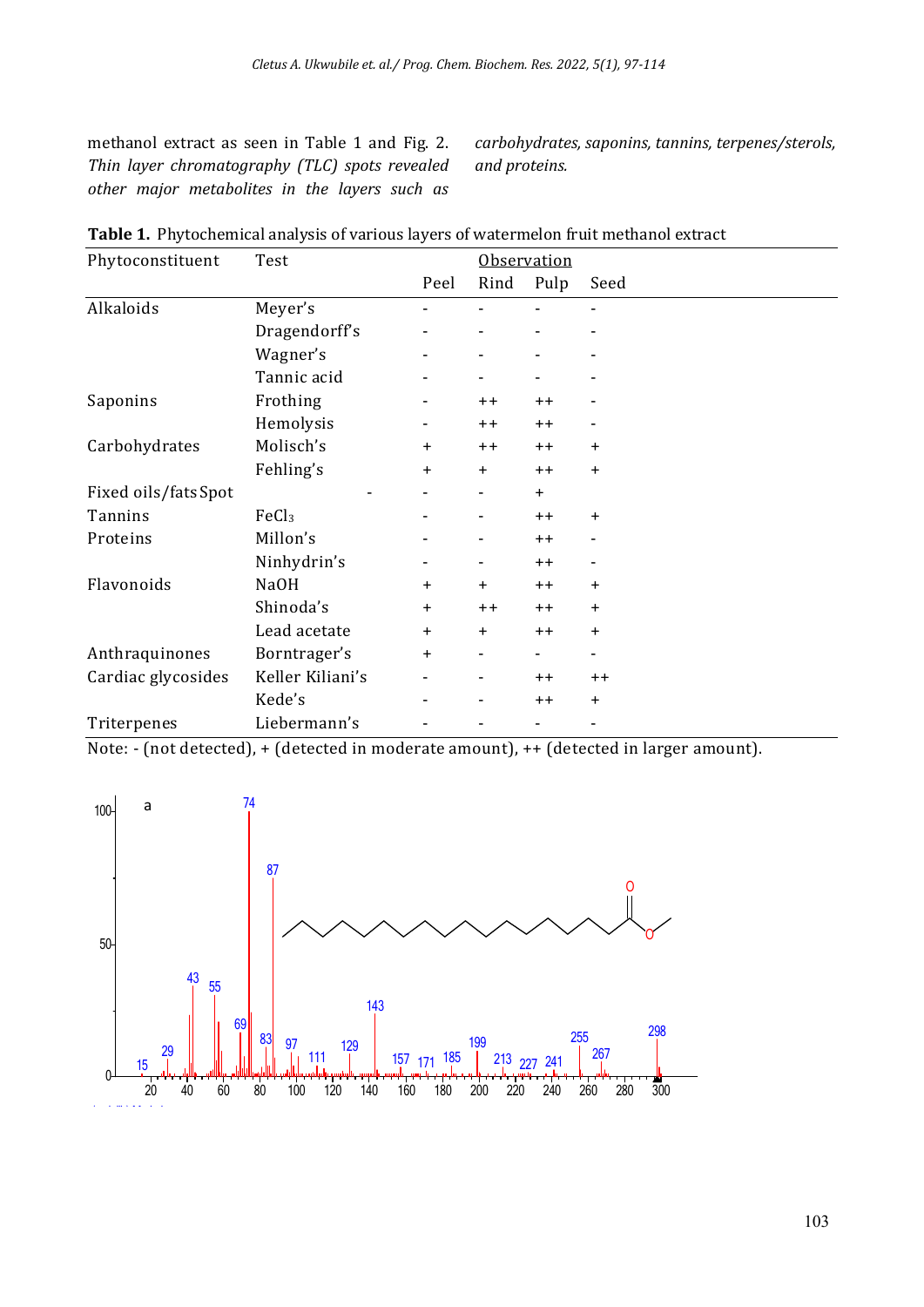methanol extract as seen in Table 1 and Fig. 2. *Thin layer chromatography (TLC) spots revealed other major metabolites in the layers such as carbohydrates, saponins, tannins, terpenes/sterols, and proteins.*

**Table 1.** Phytochemical analysis of various layers of watermelon fruit methanol extract

| Phytoconstituent | Test | Observation | | | |
|---|---|---|---|---|---|
| | | Peel | Rind | Pulp | Seed |
| Alkaloids | Meyer's | - | - | - | - |
| | Dragendorff's | - | - | - | - |
| | Wagner's | - | - | - | - |
| | Tannic acid | - | - | - | - |
| Saponins | Frothing | - | ++ | ++ | - |
| | Hemolysis | - | ++ | ++ | - |
| Carbohydrates | Molisch's | + | ++ | ++ | + |
| | Fehling's | + | + | ++ | + |
| Fixed oils/fats | Spot - | - | - | + | |
| Tannins | $FeCl_3$ | - | - | ++ | + |
| Proteins | Millon's | - | - | ++ | - |
| | Ninhydrin's | - | - | ++ | - |
| Flavonoids | NaOH | + | + | ++ | + |
| | Shinoda's | + | ++ | ++ | + |
| | Lead acetate | + | + | ++ | + |
| Anthraquinones | Borntrager's | + | - | - | - |
| Cardiac glycosides | Keller Kiliani's | - | - | ++ | ++ |
| | Kede's | - | - | ++ | + |
| Triterpenes | Liebermann's | - | - | - | - |

Note: - (not detected), + (detected in moderate amount), ++ (detected in larger amount).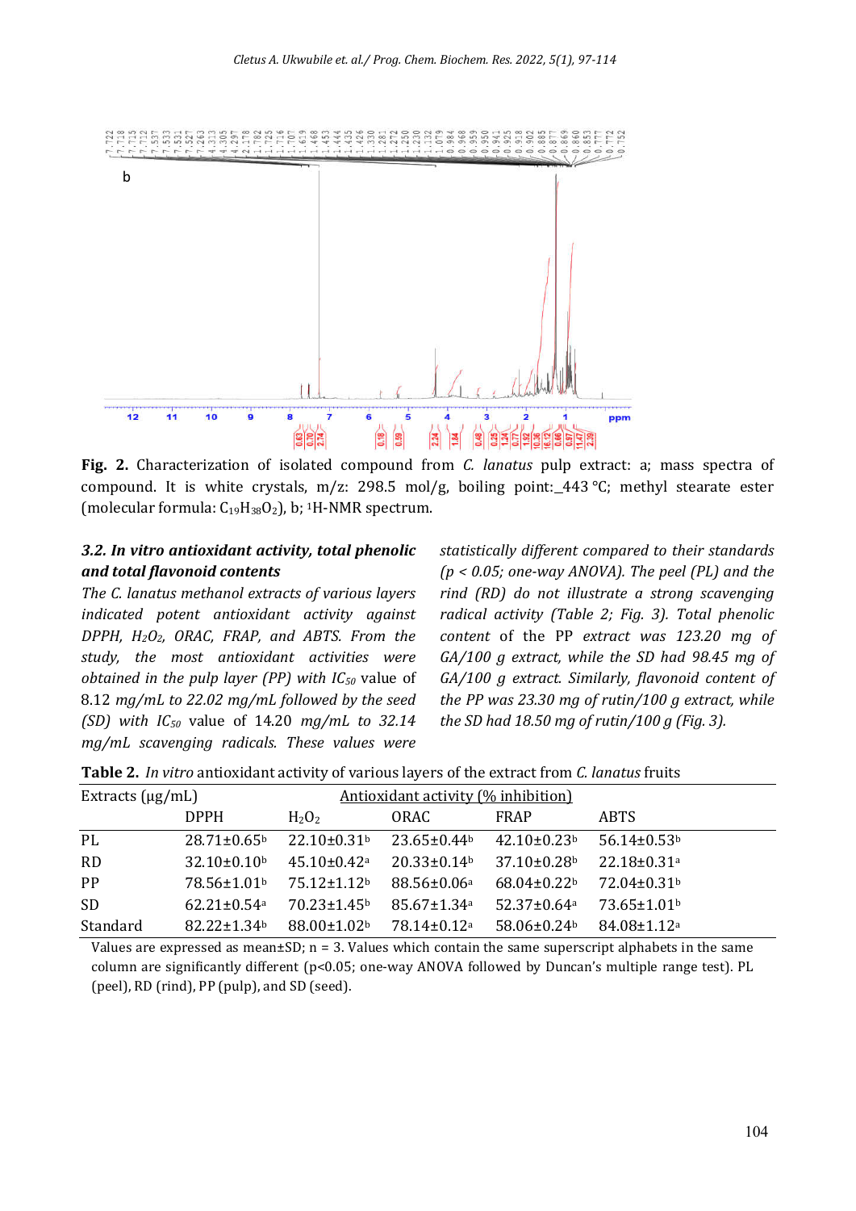**Fig. 2.** Characterization of isolated compound from *C. lanatus* pulp extract: a; mass spectra of compound. It is white crystals, m/z: 298.5 mol/g, boiling point:_443 °C; methyl stearate ester (molecular formula: $C_{19}H_{38}O_2$), b; $^1$H-NMR spectrum.

### *3.2. In vitro antioxidant activity, total phenolic and total flavonoid contents*

*The C. lanatus methanol extracts of various layers indicated potent antioxidant activity against DPPH, $H_2O_2$, ORAC, FRAP, and ABTS. From the study, the most antioxidant activities were obtained in the pulp layer (PP) with $IC_{50}$ value of* 8.12 *mg/mL to 22.02 mg/mL followed by the seed (SD) with $IC_{50}$* value of 14.20 *mg/mL to 32.14 mg/mL scavenging radicals. These values were statistically different compared to their standards ($p < 0.05$; one-way ANOVA). The peel (PL) and the rind (RD) do not illustrate a strong scavenging radical activity (Table 2; Fig. 3). Total phenolic content* of the PP *extract was 123.20 mg of GA/100 g extract, while the SD had 98.45 mg of GA/100 g extract. Similarly, flavonoid content of the PP was 23.30 mg of rutin/100 g extract, while the SD had 18.50 mg of rutin/100 g (Fig. 3).*

**Table 2.** *In vitro* antioxidant activity of various layers of the extract from *C. lanatus* fruits

| Extracts (µg/mL) | Antioxidant activity (% inhibition) | | | | |
|---|---|---|---|---|---|
| | DPPH | $H_2O_2$ | ORAC | FRAP | ABTS |
| PL | 28.71±0.65[b] | 22.10±0.31[b] | 23.65±0.44[b] | 42.10±0.23[b] | 56.14±0.53[b] |
| RD | 32.10±0.10[b] | 45.10±0.42[a] | 20.33±0.14[b] | 37.10±0.28[b] | 22.18±0.31[a] |
| PP | 78.56±1.01[b] | 75.12±1.12[b] | 88.56±0.06[a] | 68.04±0.22[b] | 72.04±0.31[b] |
| SD | 62.21±0.54[a] | 70.23±1.45[b] | 85.67±1.34[a] | 52.37±0.64[a] | 73.65±1.01[b] |
| Standard | 82.22±1.34[b] | 88.00±1.02[b] | 78.14±0.12[a] | 58.06±0.24[b] | 84.08±1.12[a] |

Values are expressed as mean±SD; n = 3. Values which contain the same superscript alphabets in the same column are significantly different (p<0.05; one-way ANOVA followed by Duncan's multiple range test). PL (peel), RD (rind), PP (pulp), and SD (seed).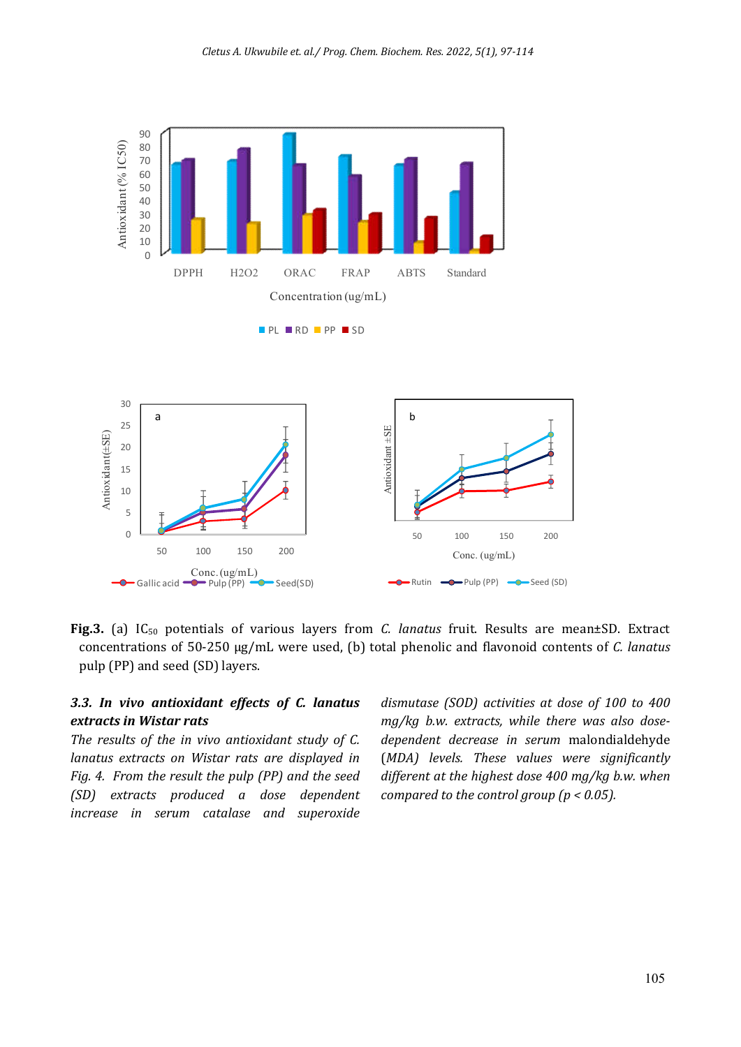**Fig.3.** (a) $IC_{50}$ potentials of various layers from *C. lanatus* fruit. Results are mean±SD. Extract concentrations of 50-250 μg/mL were used, (b) total phenolic and flavonoid contents of *C. lanatus* pulp (PP) and seed (SD) layers.

### *3.3. In vivo antioxidant effects of C. lanatus extracts in Wistar rats*

*The results of the in vivo antioxidant study of C. lanatus extracts on Wistar rats are displayed in Fig. 4. From the result the pulp (PP) and the seed (SD) extracts produced a dose dependent increase in serum catalase and superoxide dismutase (SOD) activities at dose of 100 to 400 mg/kg b.w. extracts, while there was also dose-dependent decrease in serum* malondialdehyde (*MDA) levels. These values were significantly different at the highest dose 400 mg/kg b.w. when compared to the control group ($p < 0.05$).*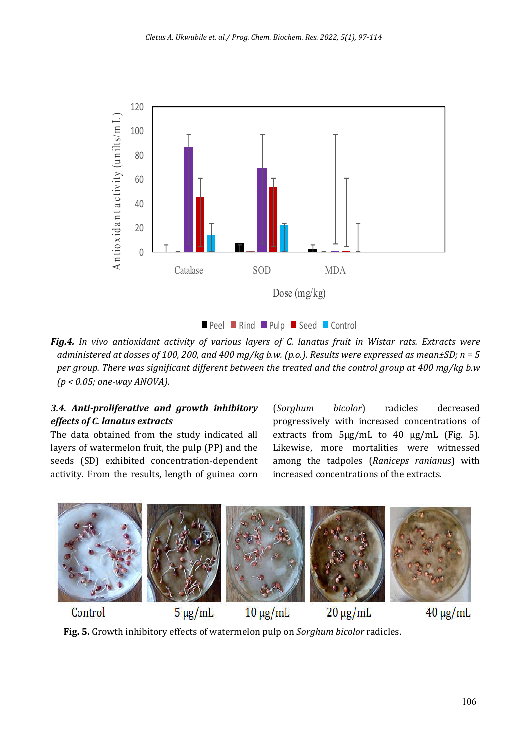*Fig.4. In vivo antioxidant activity of various layers of C. lanatus fruit in Wistar rats. Extracts were administered at dosses of 100, 200, and 400 mg/kg b.w. (p.o.). Results were expressed as mean±SD; n = 5 per group. There was significant different between the treated and the control group at 400 mg/kg b.w ($p < 0.05$; one-way ANOVA).*

### *3.4. Anti-proliferative and growth inhibitory effects of C. lanatus extracts*

The data obtained from the study indicated all layers of watermelon fruit, the pulp (PP) and the seeds (SD) exhibited concentration-dependent activity. From the results, length of guinea corn (*Sorghum bicolor*) radicles decreased progressively with increased concentrations of extracts from 5µg/mL to 40 µg/mL (Fig. 5). Likewise, more mortalities were witnessed among the tadpoles (*Raniceps ranianus*) with increased concentrations of the extracts.

**Fig. 5.** Growth inhibitory effects of watermelon pulp on *Sorghum bicolor* radicles.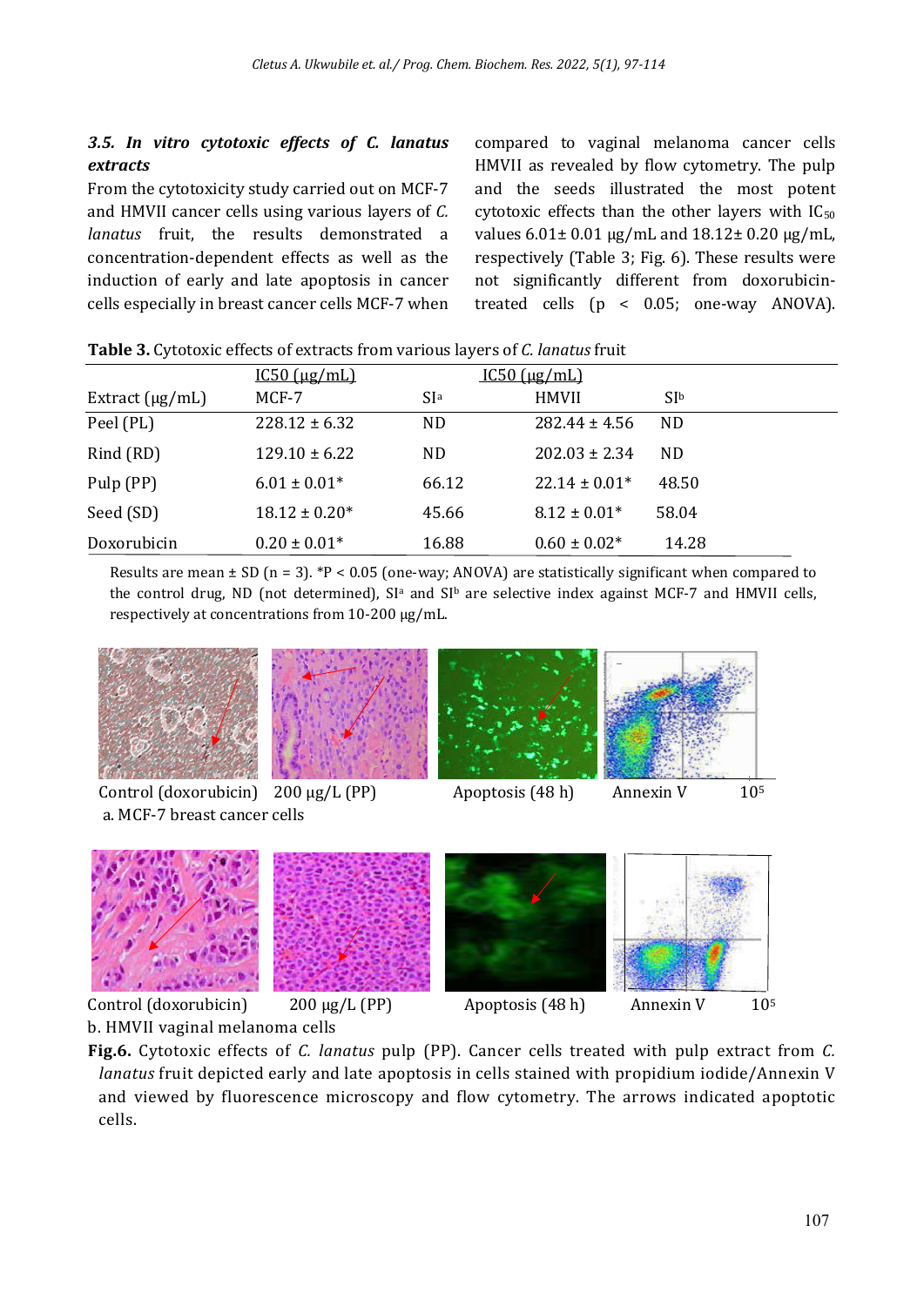### 3.5. *In vitro* cytotoxic effects of *C. lanatus* extracts

From the cytotoxicity study carried out on MCF-7 and HMVII cancer cells using various layers of *C. lanatus* fruit, the results demonstrated a concentration-dependent effects as well as the induction of early and late apoptosis in cancer cells especially in breast cancer cells MCF-7 when compared to vaginal melanoma cancer cells HMVII as revealed by flow cytometry. The pulp and the seeds illustrated the most potent cytotoxic effects than the other layers with $IC_{50}$ values 6.01± 0.01 µg/mL and 18.12± 0.20 µg/mL, respectively (Table 3; Fig. 6). These results were not significantly different from doxorubicin-treated cells ($p < 0.05$; one-way ANOVA).

**Table 3.** Cytotoxic effects of extracts from various layers of *C. lanatus* fruit

| | IC50 (µg/mL) | | IC50 (µg/mL) | |
|---|---|---|---|---|
| Extract (µg/mL) | MCF-7 | SI[a] | HMVII | SI[b] |
| Peel (PL) | 228.12 ± 6.32 | ND | 282.44 ± 4.56 | ND |
| Rind (RD) | 129.10 ± 6.22 | ND | 202.03 ± 2.34 | ND |
| Pulp (PP) | 6.01 ± 0.01* | 66.12 | 22.14 ± 0.01* | 48.50 |
| Seed (SD) | 18.12 ± 0.20* | 45.66 | 8.12 ± 0.01* | 58.04 |
| Doxorubicin | 0.20 ± 0.01* | 16.88 | 0.60 ± 0.02* | 14.28 |

Results are mean ± SD (n = 3). *P < 0.05 (one-way; ANOVA) are statistically significant when compared to the control drug, ND (not determined), SI[a] and SI[b] are selective index against MCF-7 and HMVII cells, respectively at concentrations from 10-200 µg/mL.

Control (doxorubicin) 200 µg/L (PP) Apoptosis (48 h) Annexin V $10^5$

a. MCF-7 breast cancer cells

Control (doxorubicin) 200 µg/L (PP) Apoptosis (48 h) Annexin V $10^5$

b. HMVII vaginal melanoma cells

**Fig.6.** Cytotoxic effects of *C. lanatus* pulp (PP). Cancer cells treated with pulp extract from *C. lanatus* fruit depicted early and late apoptosis in cells stained with propidium iodide/Annexin V and viewed by fluorescence microscopy and flow cytometry. The arrows indicated apoptotic cells.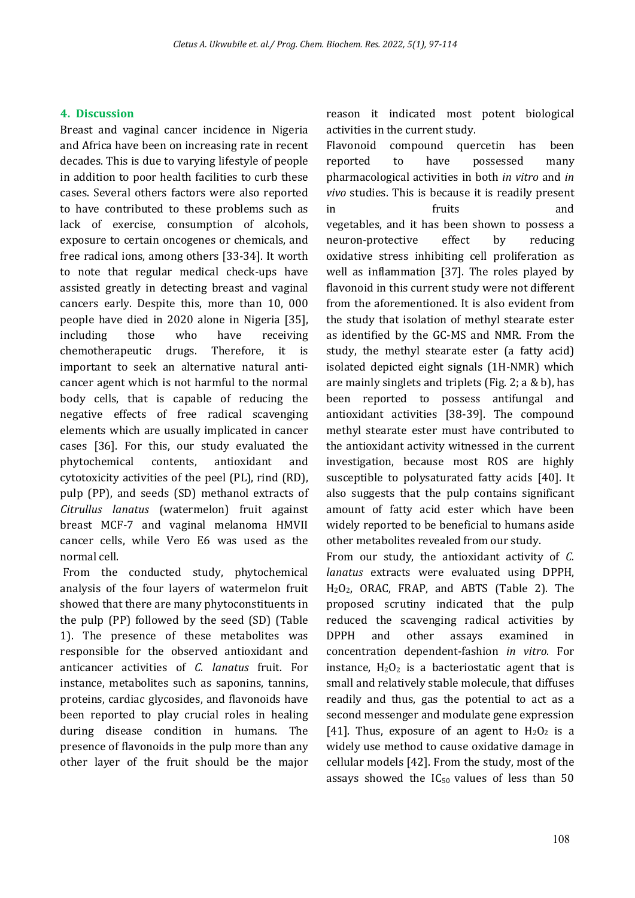## 4. Discussion

Breast and vaginal cancer incidence in Nigeria and Africa have been on increasing rate in recent decades. This is due to varying lifestyle of people in addition to poor health facilities to curb these cases. Several others factors were also reported to have contributed to these problems such as lack of exercise, consumption of alcohols, exposure to certain oncogenes or chemicals, and free radical ions, among others [33-34]. It worth to note that regular medical check-ups have assisted greatly in detecting breast and vaginal cancers early. Despite this, more than 10, 000 people have died in 2020 alone in Nigeria [35], including those who have receiving chemotherapeutic drugs. Therefore, it is important to seek an alternative natural anti-cancer agent which is not harmful to the normal body cells, that is capable of reducing the negative effects of free radical scavenging elements which are usually implicated in cancer cases [36]. For this, our study evaluated the phytochemical contents, antioxidant and cytotoxicity activities of the peel (PL), rind (RD), pulp (PP), and seeds (SD) methanol extracts of *Citrullus lanatus* (watermelon) fruit against breast MCF-7 and vaginal melanoma HMVII cancer cells, while Vero E6 was used as the normal cell.

From the conducted study, phytochemical analysis of the four layers of watermelon fruit showed that there are many phytoconstituents in the pulp (PP) followed by the seed (SD) (Table 1). The presence of these metabolites was responsible for the observed antioxidant and anticancer activities of *C. lanatus* fruit. For instance, metabolites such as saponins, tannins, proteins, cardiac glycosides, and flavonoids have been reported to play crucial roles in healing during disease condition in humans. The presence of flavonoids in the pulp more than any other layer of the fruit should be the major reason it indicated most potent biological activities in the current study.

Flavonoid compound quercetin has been reported to have possessed many pharmacological activities in both *in vitro* and *in vivo* studies. This is because it is readily present in fruits and vegetables, and it has been shown to possess a neuron-protective effect by reducing oxidative stress inhibiting cell proliferation as well as inflammation [37]. The roles played by flavonoid in this current study were not different from the aforementioned. It is also evident from the study that isolation of methyl stearate ester as identified by the GC-MS and NMR. From the study, the methyl stearate ester (a fatty acid) isolated depicted eight signals (1H-NMR) which are mainly singlets and triplets (Fig. 2; a & b), has been reported to possess antifungal and antioxidant activities [38-39]. The compound methyl stearate ester must have contributed to the antioxidant activity witnessed in the current investigation, because most ROS are highly susceptible to polysaturated fatty acids [40]. It also suggests that the pulp contains significant amount of fatty acid ester which have been widely reported to be beneficial to humans aside other metabolites revealed from our study.

From our study, the antioxidant activity of *C. lanatus* extracts were evaluated using DPPH, $H_2O_2$, ORAC, FRAP, and ABTS (Table 2). The proposed scrutiny indicated that the pulp reduced the scavenging radical activities by DPPH and other assays examined in concentration dependent-fashion *in vitro*. For instance, $H_2O_2$ is a bacteriostatic agent that is small and relatively stable molecule, that diffuses readily and thus, gas the potential to act as a second messenger and modulate gene expression [41]. Thus, exposure of an agent to $H_2O_2$ is a widely use method to cause oxidative damage in cellular models [42]. From the study, most of the assays showed the $IC_{50}$ values of less than 50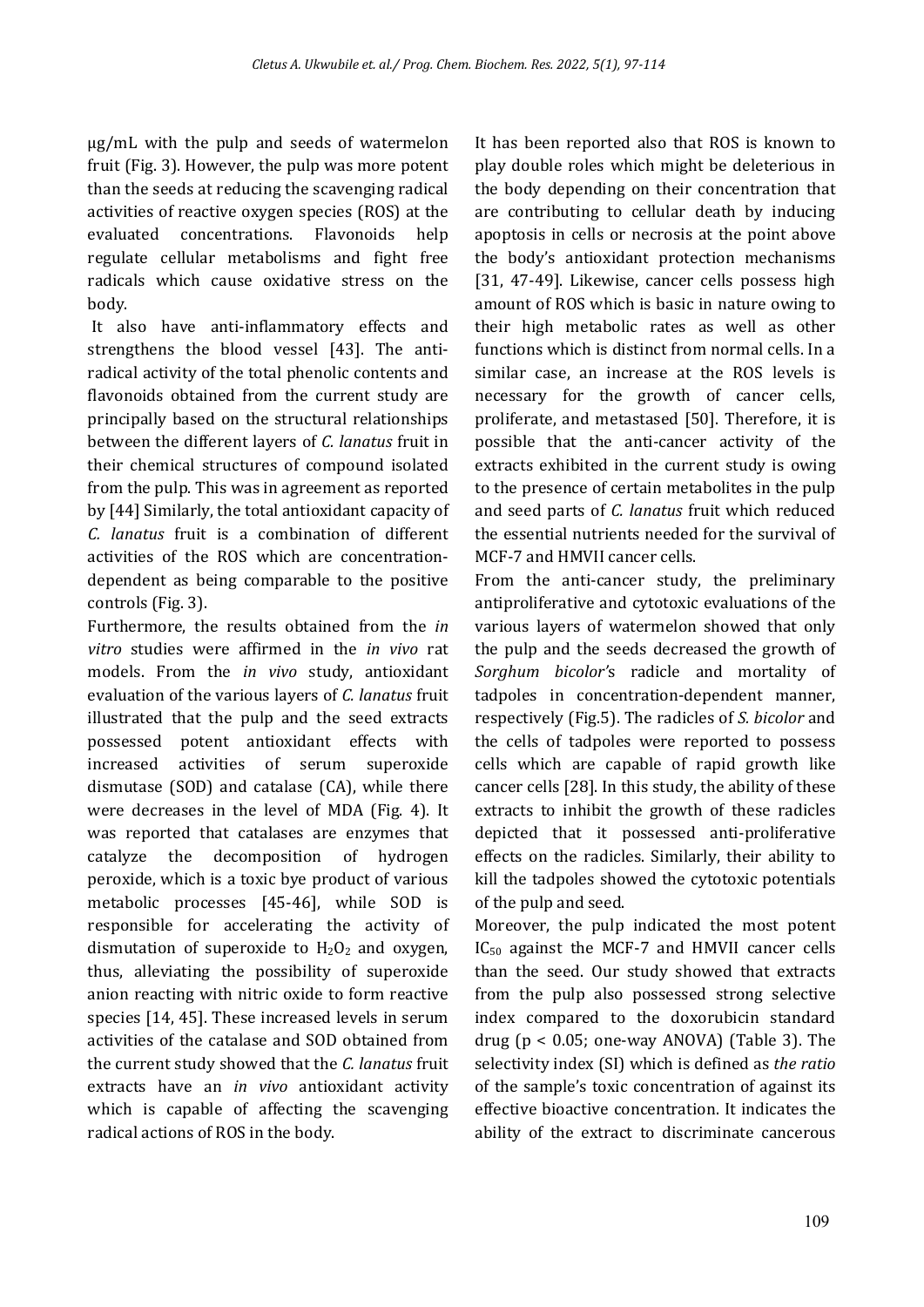μg/mL with the pulp and seeds of watermelon fruit (Fig. 3). However, the pulp was more potent than the seeds at reducing the scavenging radical activities of reactive oxygen species (ROS) at the evaluated concentrations. Flavonoids help regulate cellular metabolisms and fight free radicals which cause oxidative stress on the body.

It also have anti-inflammatory effects and strengthens the blood vessel [43]. The anti-radical activity of the total phenolic contents and flavonoids obtained from the current study are principally based on the structural relationships between the different layers of *C. lanatus* fruit in their chemical structures of compound isolated from the pulp. This was in agreement as reported by [44] Similarly, the total antioxidant capacity of *C. lanatus* fruit is a combination of different activities of the ROS which are concentration-dependent as being comparable to the positive controls (Fig. 3).

Furthermore, the results obtained from the *in vitro* studies were affirmed in the *in vivo* rat models. From the *in vivo* study, antioxidant evaluation of the various layers of *C. lanatus* fruit illustrated that the pulp and the seed extracts possessed potent antioxidant effects with increased activities of serum superoxide dismutase (SOD) and catalase (CA), while there were decreases in the level of MDA (Fig. 4). It was reported that catalases are enzymes that catalyze the decomposition of hydrogen peroxide, which is a toxic bye product of various metabolic processes [45-46], while SOD is responsible for accelerating the activity of dismutation of superoxide to $H_2O_2$ and oxygen, thus, alleviating the possibility of superoxide anion reacting with nitric oxide to form reactive species [14, 45]. These increased levels in serum activities of the catalase and SOD obtained from the current study showed that the *C. lanatus* fruit extracts have an *in vivo* antioxidant activity which is capable of affecting the scavenging radical actions of ROS in the body.

It has been reported also that ROS is known to play double roles which might be deleterious in the body depending on their concentration that are contributing to cellular death by inducing apoptosis in cells or necrosis at the point above the body's antioxidant protection mechanisms [31, 47-49]. Likewise, cancer cells possess high amount of ROS which is basic in nature owing to their high metabolic rates as well as other functions which is distinct from normal cells. In a similar case, an increase at the ROS levels is necessary for the growth of cancer cells, proliferate, and metastased [50]. Therefore, it is possible that the anti-cancer activity of the extracts exhibited in the current study is owing to the presence of certain metabolites in the pulp and seed parts of *C. lanatus* fruit which reduced the essential nutrients needed for the survival of MCF-7 and HMVII cancer cells.

From the anti-cancer study, the preliminary antiproliferative and cytotoxic evaluations of the various layers of watermelon showed that only the pulp and the seeds decreased the growth of *Sorghum bicolor's* radicle and mortality of tadpoles in concentration-dependent manner, respectively (Fig.5). The radicles of *S. bicolor* and the cells of tadpoles were reported to possess cells which are capable of rapid growth like cancer cells [28]. In this study, the ability of these extracts to inhibit the growth of these radicles depicted that it possessed anti-proliferative effects on the radicles. Similarly, their ability to kill the tadpoles showed the cytotoxic potentials of the pulp and seed.

Moreover, the pulp indicated the most potent $IC_{50}$ against the MCF-7 and HMVII cancer cells than the seed. Our study showed that extracts from the pulp also possessed strong selective index compared to the doxorubicin standard drug ($p < 0.05$; one-way ANOVA) (Table 3). The selectivity index (SI) which is defined as *the ratio* of the sample's toxic concentration of against its effective bioactive concentration. It indicates the ability of the extract to discriminate cancerous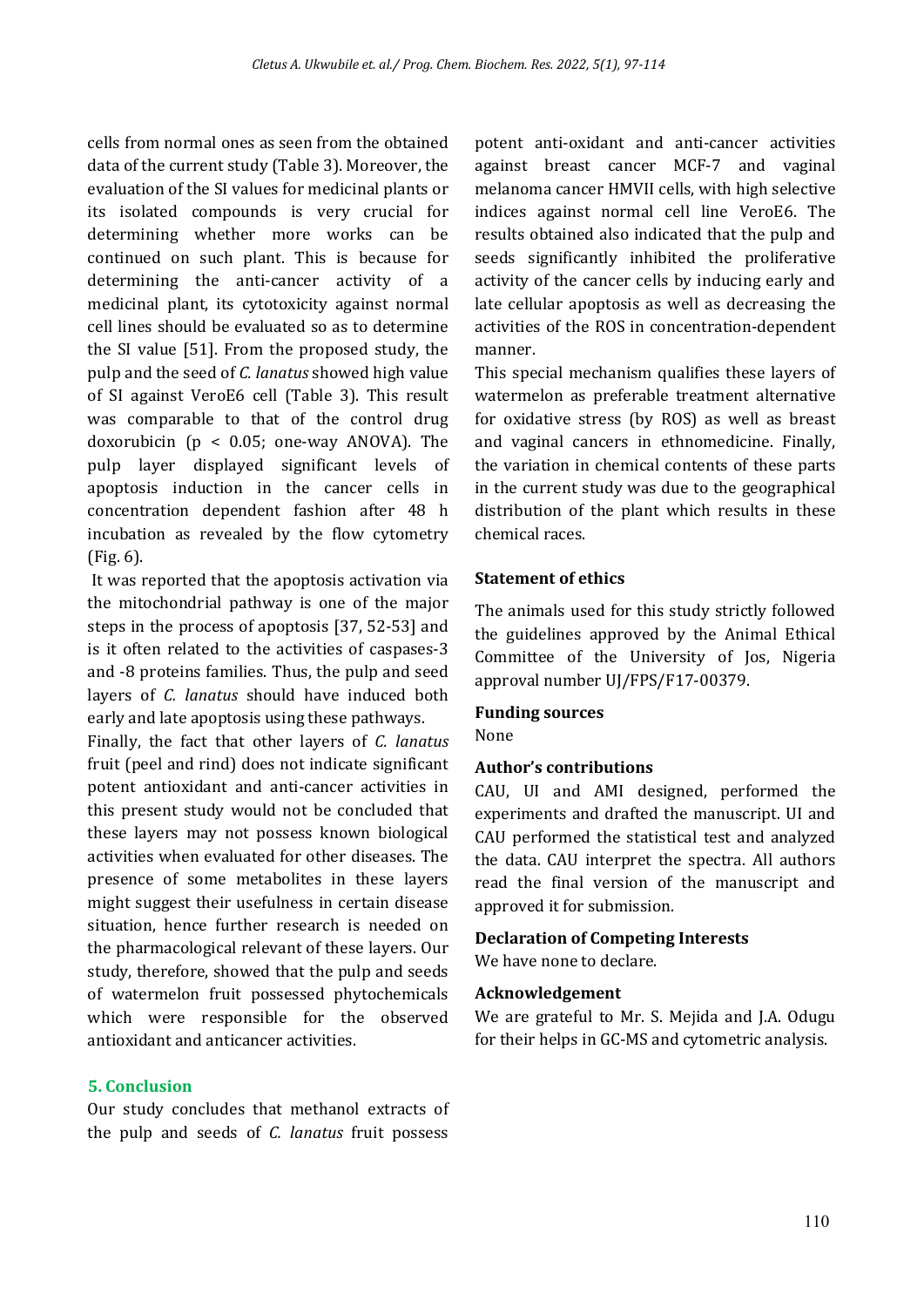cells from normal ones as seen from the obtained data of the current study (Table 3). Moreover, the evaluation of the SI values for medicinal plants or its isolated compounds is very crucial for determining whether more works can be continued on such plant. This is because for determining the anti-cancer activity of a medicinal plant, its cytotoxicity against normal cell lines should be evaluated so as to determine the SI value [51]. From the proposed study, the pulp and the seed of *C. lanatus* showed high value of SI against VeroE6 cell (Table 3). This result was comparable to that of the control drug doxorubicin ($p < 0.05$; one-way ANOVA). The pulp layer displayed significant levels of apoptosis induction in the cancer cells in concentration dependent fashion after 48 h incubation as revealed by the flow cytometry (Fig. 6).

It was reported that the apoptosis activation via the mitochondrial pathway is one of the major steps in the process of apoptosis [37, 52-53] and is it often related to the activities of caspases-3 and -8 proteins families. Thus, the pulp and seed layers of *C. lanatus* should have induced both early and late apoptosis using these pathways.

Finally, the fact that other layers of *C. lanatus* fruit (peel and rind) does not indicate significant potent antioxidant and anti-cancer activities in this present study would not be concluded that these layers may not possess known biological activities when evaluated for other diseases. The presence of some metabolites in these layers might suggest their usefulness in certain disease situation, hence further research is needed on the pharmacological relevant of these layers. Our study, therefore, showed that the pulp and seeds of watermelon fruit possessed phytochemicals which were responsible for the observed antioxidant and anticancer activities.

## 5. Conclusion

Our study concludes that methanol extracts of the pulp and seeds of *C. lanatus* fruit possess potent anti-oxidant and anti-cancer activities against breast cancer MCF-7 and vaginal melanoma cancer HMVII cells, with high selective indices against normal cell line VeroE6. The results obtained also indicated that the pulp and seeds significantly inhibited the proliferative activity of the cancer cells by inducing early and late cellular apoptosis as well as decreasing the activities of the ROS in concentration-dependent manner.

This special mechanism qualifies these layers of watermelon as preferable treatment alternative for oxidative stress (by ROS) as well as breast and vaginal cancers in ethnomedicine. Finally, the variation in chemical contents of these parts in the current study was due to the geographical distribution of the plant which results in these chemical races.

### Statement of ethics

The animals used for this study strictly followed the guidelines approved by the Animal Ethical Committee of the University of Jos, Nigeria approval number UJ/FPS/F17-00379.

### Funding sources

None

### Author's contributions

CAU, UI and AMI designed, performed the experiments and drafted the manuscript. UI and CAU performed the statistical test and analyzed the data. CAU interpret the spectra. All authors read the final version of the manuscript and approved it for submission.

### Declaration of Competing Interests

We have none to declare.

### Acknowledgement

We are grateful to Mr. S. Mejida and J.A. Odugu for their helps in GC-MS and cytometric analysis.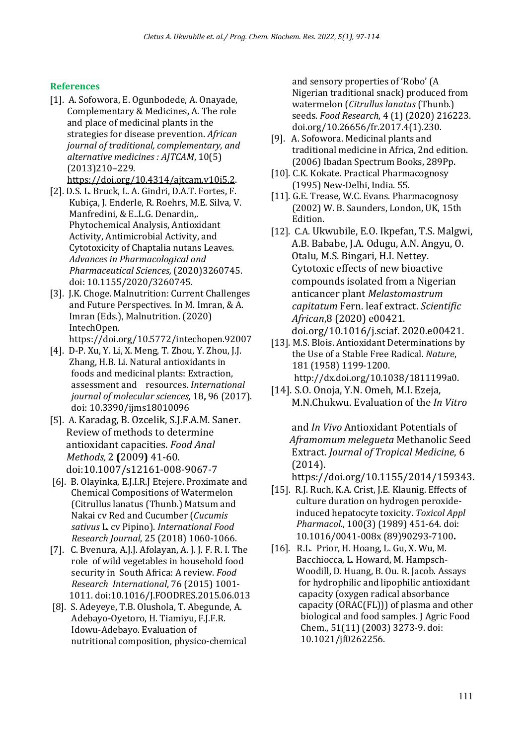## References

[1]. A. Sofowora, E. Ogunbodede, A. Onayade, Complementary & Medicines, A. The role and place of medicinal plants in the strategies for disease prevention. *African journal of traditional, complementary, and alternative medicines : AJTCAM*, 10(5) (2013)210–229. https://doi.org/10.4314/ajtcam.v10i5.2.

[2]. D.S. L. Bruck, L. A. Gindri, D.A.T. Fortes, F. Kubiça, J. Enderle, R. Roehrs, M.E. Silva, V. Manfredini, & E..L.G. Denardin,. Phytochemical Analysis, Antioxidant Activity, Antimicrobial Activity, and Cytotoxicity of Chaptalia nutans Leaves. *Advances in Pharmacological and Pharmaceutical Sciences,* (2020)3260745. doi: 10.1155/2020/3260745.

[3]. J.K. Choge. Malnutrition: Current Challenges and Future Perspectives. In M. Imran, & A. Imran (Eds.), Malnutrition. (2020) IntechOpen. https://doi.org/10.5772/intechopen.92007

[4]. D-P. Xu, Y. Li, X. Meng, T. Zhou, Y. Zhou, J.J. Zhang, H.B. Li. Natural antioxidants in foods and medicinal plants: Extraction, assessment and resources. *International journal of molecular sciences,* 18**,** 96 (2017). doi: 10.3390/ijms18010096

[5]. A. Karadag, B. Ozcelik, S.J.F.A.M. Saner. Review of methods to determine antioxidant capacities. *Food Anal Methods,* 2 **(**2009**)** 41-60. doi:10.1007/s12161-008-9067-7

[6]. B. Olayinka, E.J.I.R.J Etejere. Proximate and Chemical Compositions of Watermelon (Citrullus lanatus (Thunb.) Matsum and Nakai cv Red and Cucumber (*Cucumis sativus* L. cv Pipino). *International Food Research Journal*, 25 (2018) 1060-1066.

[7]. C. Bvenura, A.J.J. Afolayan, A. J. J. F. R. I. The role of wild vegetables in household food security in South Africa: A review. *Food Research International*, 76 (2015) 1001-1011. doi:10.1016/J.FOODRES.2015.06.013

[8]. S. Adeyeye, T.B. Olushola, T. Abegunde, A. Adebayo-Oyetoro, H. Tiamiyu, F.J.F.R. Idowu-Adebayo. Evaluation of nutritional composition, physico-chemical and sensory properties of 'Robo' (A Nigerian traditional snack) produced from watermelon (*Citrullus lanatus* (Thunb.) seeds. *Food Research*, 4 (1) (2020) 216223. doi.org/10.26656/fr.2017.4(1).230.

[9]. A. Sofowora. Medicinal plants and traditional medicine in Africa, 2nd edition. (2006) Ibadan Spectrum Books, 289Pp.

[10]. C.K. Kokate. Practical Pharmacognosy (1995) New-Delhi, India. 55.

[11]. G.E. Trease, W.C. Evans. Pharmacognosy (2002) W. B. Saunders, London, UK, 15th Edition.

[12]. C.A. Ukwubile, E.O. Ikpefan, T.S. Malgwi, A.B. Bababe, J.A. Odugu, A.N. Angyu, O. Otalu, M.S. Bingari, H.I. Nettey. Cytotoxic effects of new bioactive compounds isolated from a Nigerian anticancer plant *Melastomastrum capitatum* Fern. leaf extract. *Scientific African*,8 (2020) e00421. doi.org/10.1016/j.sciaf. 2020.e00421.

[13]. M.S. Blois. Antioxidant Determinations by the Use of a Stable Free Radical. *Nature*, 181 (1958) 1199-1200. http://dx.doi.org/10.1038/1811199a0.

[14]. S.O. Onoja, Y.N. Omeh, M.I. Ezeja, M.N.Chukwu. Evaluation of the *In Vitro* and *In Vivo* Antioxidant Potentials of *Aframomum melegueta* Methanolic Seed Extract. *Journal of Tropical Medicine*, 6 (2014). https://doi.org/10.1155/2014/159343.

[15]. R.J. Ruch, K.A. Crist, J.E. Klaunig. Effects of culture duration on hydrogen peroxide-induced hepatocyte toxicity. *Toxicol Appl Pharmacol*., 100(3) (1989) 451-64. doi: 10.1016/0041-008x (89)90293-7100**.**

[16]. R.L. Prior, H. Hoang, L. Gu, X. Wu, M. Bacchiocca, L. Howard, M. Hampsch-Woodill, D. Huang, B. Ou. R. Jacob. Assays for hydrophilic and lipophilic antioxidant capacity (oxygen radical absorbance capacity (ORAC(FL))) of plasma and other biological and food samples. J Agric Food Chem., 51(11) (2003) 3273-9. doi: 10.1021/jf0262256.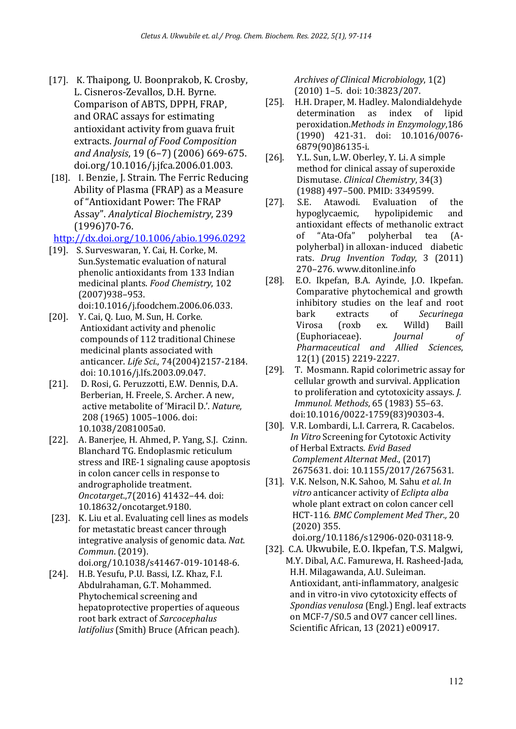[17]. K. Thaipong, U. Boonprakob, K. Crosby, L. Cisneros-Zevallos, D.H. Byrne. Comparison of ABTS, DPPH, FRAP, and ORAC assays for estimating antioxidant activity from guava fruit extracts. *Journal of Food Composition and Analysis*, 19 (6–7) (2006) 669-675. doi.org/10.1016/j.jfca.2006.01.003.

[18]. I. Benzie, J. Strain. The Ferric Reducing Ability of Plasma (FRAP) as a Measure of "Antioxidant Power: The FRAP Assay". *Analytical Biochemistry*, 239 (1996)70-76. http://dx.doi.org/10.1006/abio.1996.0292

[19]. S. Surveswaran, Y. Cai, H. Corke, M. Sun.Systematic evaluation of natural phenolic antioxidants from 133 Indian medicinal plants. *Food Chemistry*, 102 (2007)938–953. doi:10.1016/j.foodchem.2006.06.033.

[20]. Y. Cai, Q. Luo, M. Sun, H. Corke. Antioxidant activity and phenolic compounds of 112 traditional Chinese medicinal plants associated with anticancer. *Life Sci*., 74(2004)2157-2184. doi: 10.1016/j.lfs.2003.09.047.

[21]. D. Rosi, G. Peruzzotti, E.W. Dennis, D.A. Berberian, H. Freele, S. Archer. A new, active metabolite of 'Miracil D.'. *Nature,* 208 (1965) 1005–1006. doi: 10.1038/2081005a0.

[22]. A. Banerjee, H. Ahmed, P. Yang, S.J. Czinn. Blanchard TG. Endoplasmic reticulum stress and IRE-1 signaling cause apoptosis in colon cancer cells in response to andrographolide treatment. *Oncotarget*.,7(2016) 41432–44. doi: 10.18632/oncotarget.9180.

[23]. K. Liu et al. Evaluating cell lines as models for metastatic breast cancer through integrative analysis of genomic data. *Nat. Commun*. (2019). doi.org/10.1038/s41467-019-10148-6.

[24]. H.B. Yesufu, P.U. Bassi, I.Z. Khaz, F.I. Abdulrahaman, G.T. Mohammed. Phytochemical screening and hepatoprotective properties of aqueous root bark extract of *Sarcocephalus latifolius* (Smith) Bruce (African peach). *Archives of Clinical Microbiology*, 1(2) (2010) 1–5. doi: 10:3823/207.

[25]. H.H. Draper, M. Hadley. Malondialdehyde determination as index of lipid peroxidation.*Methods in Enzymology*,186 (1990) 421-31. doi: 10.1016/0076-6879(90)86135-i.

[26]. Y.L. Sun, L.W. Oberley, Y. Li. A simple method for clinical assay of superoxide Dismutase. *Clinical Chemistry*, 34(3) (1988) 497–500. PMID: 3349599.

[27]. S.E. Atawodi. Evaluation of the hypoglycaemic, hypolipidemic and antioxidant effects of methanolic extract of "Ata-Ofa" polyherbal tea (A-polyherbal) in alloxan- induced diabetic rats. *Drug Invention Today*, 3 (2011) 270–276. www.ditonline.info

[28]. E.O. Ikpefan, B.A. Ayinde, J.O. Ikpefan. Comparative phytochemical and growth inhibitory studies on the leaf and root bark extracts of *Securinega* Virosa (roxb ex. Willd) Baill (Euphoriaceae). *Journal of Pharmaceutical and Allied Sciences*, 12(1) (2015) 2219-2227.

[29]. T. Mosmann. Rapid colorimetric assay for cellular growth and survival. Application to proliferation and cytotoxicity assays. *J. Immunol. Methods*, 65 (1983) 55–63. doi:10.1016/0022-1759(83)90303-4.

[30]. V.R. Lombardi, L.I. Carrera, R. Cacabelos. *In Vitro* Screening for Cytotoxic Activity of Herbal Extracts. *Evid Based Complement Alternat Med*., (2017) 2675631. doi: 10.1155/2017/2675631.

[31]. V.K. Nelson, N.K. Sahoo, M. Sahu *et al*. *In vitro* anticancer activity of *Eclipta alba* whole plant extract on colon cancer cell HCT-116. *BMC Complement Med Ther.,* 20 (2020) 355. doi.org/10.1186/s12906-020-03118-9.

[32]. C.A. Ukwubile, E.O. Ikpefan, T.S. Malgwi, M.Y. Dibal, A.C. Famurewa, H. Rasheed-Jada, H.H. Milagawanda, A.U. Suleiman. Antioxidant, anti-inflammatory, analgesic and in vitro-in vivo cytotoxicity effects of *Spondias venulosa* (Engl.) Engl. leaf extracts on MCF-7/S0.5 and OV7 cancer cell lines. Scientific African, 13 (2021) e00917.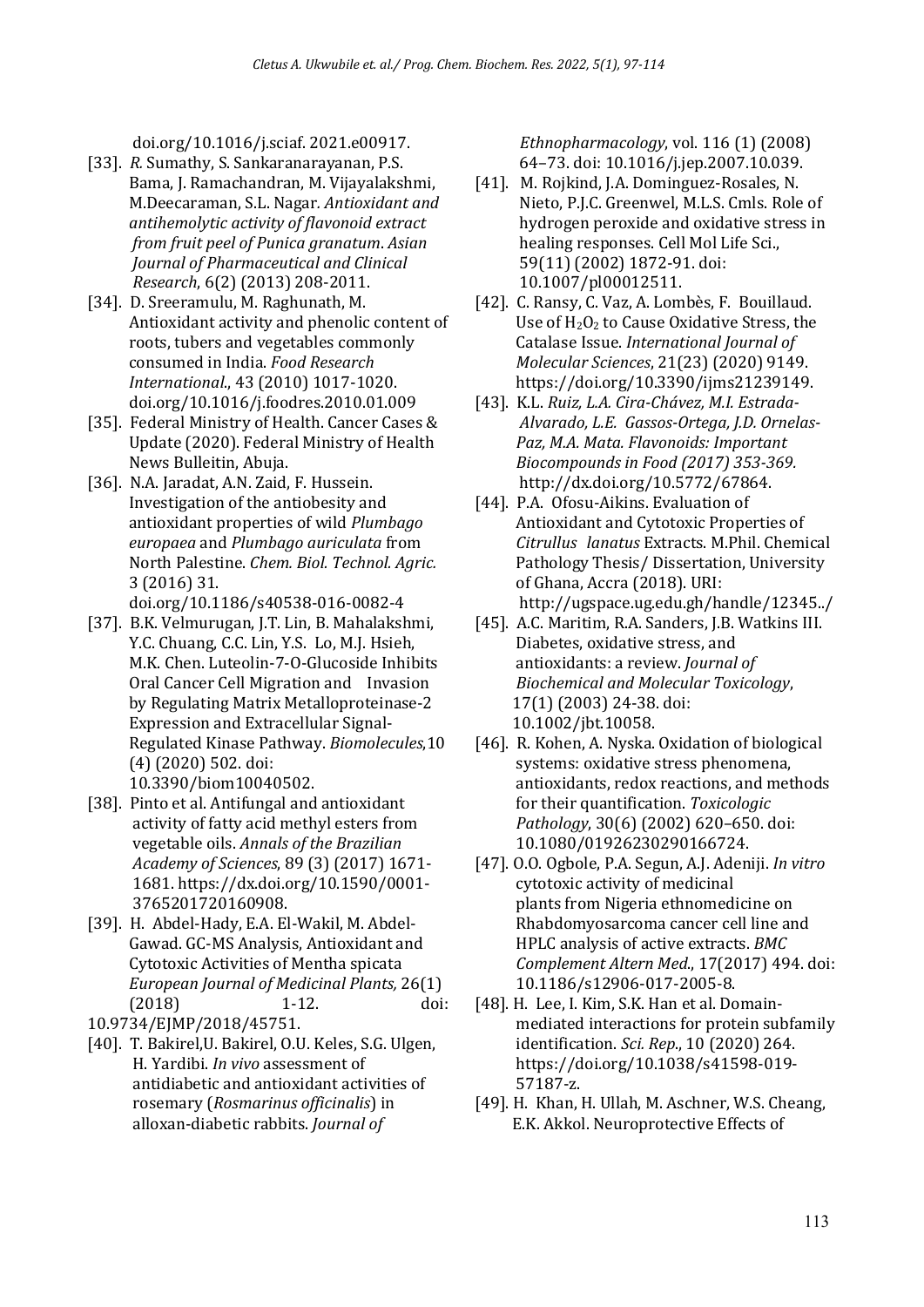doi.org/10.1016/j.sciaf. 2021.e00917.

[33]. *R.* Sumathy, S. Sankaranarayanan, P.S. Bama, J. Ramachandran, M. Vijayalakshmi, M.Deecaraman, S.L. Nagar. *Antioxidant and antihemolytic activity of flavonoid extract from fruit peel of Punica granatum*. *Asian Journal of Pharmaceutical and Clinical Research*, 6(2) (2013) 208-2011.

[34]. D. Sreeramulu, M. Raghunath, M. Antioxidant activity and phenolic content of roots, tubers and vegetables commonly consumed in India. *Food Research International*., 43 (2010) 1017-1020. doi.org/10.1016/j.foodres.2010.01.009

[35]. Federal Ministry of Health. Cancer Cases & Update (2020). Federal Ministry of Health News Bulleitin, Abuja.

[36]. N.A. Jaradat, A.N. Zaid, F. Hussein. Investigation of the antiobesity and antioxidant properties of wild *Plumbago europaea* and *Plumbago auriculata* from North Palestine. *Chem. Biol. Technol. Agric.* 3 (2016) 31. doi.org/10.1186/s40538-016-0082-4

[37]. B.K. Velmurugan, J.T. Lin, B. Mahalakshmi, Y.C. Chuang, C.C. Lin, Y.S. Lo, M.J. Hsieh, M.K. Chen. Luteolin-7-O-Glucoside Inhibits Oral Cancer Cell Migration and Invasion by Regulating Matrix Metalloproteinase-2 Expression and Extracellular Signal-Regulated Kinase Pathway. *Biomolecules*,10 (4) (2020) 502. doi: 10.3390/biom10040502.

[38]. Pinto et al. Antifungal and antioxidant activity of fatty acid methyl esters from vegetable oils. *Annals of the Brazilian Academy of Sciences*, 89 (3) (2017) 1671-1681. https://dx.doi.org/10.1590/0001-3765201720160908.

[39]. H. Abdel-Hady, E.A. El-Wakil, M. Abdel-Gawad. GC-MS Analysis, Antioxidant and Cytotoxic Activities of Mentha spicata *European Journal of Medicinal Plants,* 26(1) (2018) 1-12. doi: 10.9734/EJMP/2018/45751.

[40]. T. Bakirel,U. Bakirel, O.U. Keles, S.G. Ulgen, H. Yardibi. *In vivo* assessment of antidiabetic and antioxidant activities of rosemary (*Rosmarinus officinalis*) in alloxan-diabetic rabbits. *Journal of Ethnopharmacology*, vol. 116 (1) (2008) 64–73. doi: 10.1016/j.jep.2007.10.039.

[41]. M. Rojkind, J.A. Dominguez-Rosales, N. Nieto, P.J.C. Greenwel, M.L.S. Cmls. Role of hydrogen peroxide and oxidative stress in healing responses. Cell Mol Life Sci., 59(11) (2002) 1872-91. doi: 10.1007/pl00012511.

[42]. C. Ransy, C. Vaz, A. Lombès, F. Bouillaud. Use of $H_2O_2$ to Cause Oxidative Stress, the Catalase Issue. *International Journal of Molecular Sciences*, 21(23) (2020) 9149. https://doi.org/10.3390/ijms21239149.

[43]. K.L. *Ruiz, L.A. Cira-Chávez, M.I. Estrada-Alvarado, L.E. Gassos-Ortega, J.D. Ornelas-Paz, M.A. Mata. Flavonoids: Important Biocompounds in Food (2017) 353-369.* http://dx.doi.org/10.5772/67864.

[44]. P.A. Ofosu-Aikins. Evaluation of Antioxidant and Cytotoxic Properties of *Citrullus lanatus* Extracts. M.Phil. Chemical Pathology Thesis/ Dissertation, University of Ghana, Accra (2018). URI: http://ugspace.ug.edu.gh/handle/12345../

[45]. A.C. Maritim, R.A. Sanders, J.B. Watkins III. Diabetes, oxidative stress, and antioxidants: a review. *Journal of Biochemical and Molecular Toxicology*, 17(1) (2003) 24-38. doi: 10.1002/jbt.10058.

[46]. R. Kohen, A. Nyska. Oxidation of biological systems: oxidative stress phenomena, antioxidants, redox reactions, and methods for their quantification. *Toxicologic Pathology*, 30(6) (2002) 620–650. doi: 10.1080/01926230290166724.

[47]. O.O. Ogbole, P.A. Segun, A.J. Adeniji. *In vitro* cytotoxic activity of medicinal plants from Nigeria ethnomedicine on Rhabdomyosarcoma cancer cell line and HPLC analysis of active extracts. *BMC Complement Altern Med*., 17(2017) 494. doi: 10.1186/s12906-017-2005-8.

[48]. H. Lee, I. Kim, S.K. Han et al. Domain-mediated interactions for protein subfamily identification. *Sci. Rep*., 10 (2020) 264. https://doi.org/10.1038/s41598-019-57187-z.

[49]. H. Khan, H. Ullah, M. Aschner, W.S. Cheang, E.K. Akkol. Neuroprotective Effects of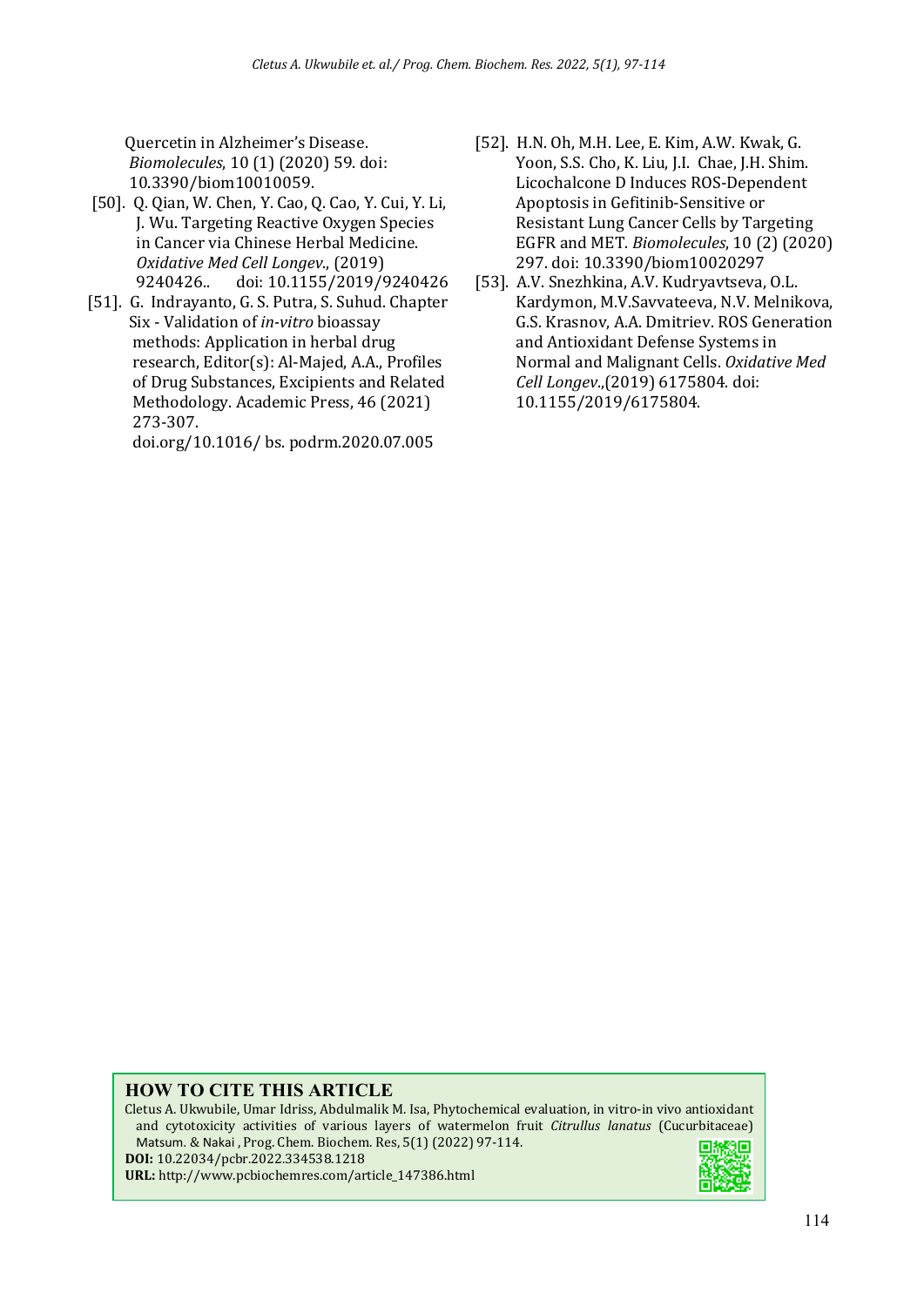Quercetin in Alzheimer's Disease. *Biomolecules*, 10 (1) (2020) 59. doi: 10.3390/biom10010059.

[50]. Q. Qian, W. Chen, Y. Cao, Q. Cao, Y. Cui, Y. Li, J. Wu. Targeting Reactive Oxygen Species in Cancer via Chinese Herbal Medicine. *Oxidative Med Cell Longev*., (2019) 9240426.. doi: 10.1155/2019/9240426

[51]. G. Indrayanto, G. S. Putra, S. Suhud. Chapter Six - Validation of *in-vitro* bioassay methods: Application in herbal drug research, Editor(s): Al-Majed, A.A., Profiles of Drug Substances, Excipients and Related Methodology. Academic Press, 46 (2021) 273-307. doi.org/10.1016/ bs. podrm.2020.07.005

[52]. H.N. Oh, M.H. Lee, E. Kim, A.W. Kwak, G. Yoon, S.S. Cho, K. Liu, J.I. Chae, J.H. Shim. Licochalcone D Induces ROS-Dependent Apoptosis in Gefitinib-Sensitive or Resistant Lung Cancer Cells by Targeting EGFR and MET. *Biomolecules*, 10 (2) (2020) 297. doi: 10.3390/biom10020297

[53]. A.V. Snezhkina, A.V. Kudryavtseva, O.L. Kardymon, M.V.Savvateeva, N.V. Melnikova, G.S. Krasnov, A.A. Dmitriev. ROS Generation and Antioxidant Defense Systems in Normal and Malignant Cells. *Oxidative Med Cell Longev*.,(2019) 6175804. doi: 10.1155/2019/6175804.

**HOW TO CITE THIS ARTICLE**

Cletus A. Ukwubile, Umar Idriss, Abdulmalik M. Isa, Phytochemical evaluation, in vitro-in vivo antioxidant and cytotoxicity activities of various layers of watermelon fruit *Citrullus lanatus* (Cucurbitaceae) Matsum. & Nakai , Prog. Chem. Biochem. Res, 5(1) (2022) 97-114.

**DOI:** 10.22034/pcbr.2022.334538.1218

**URL:** http://www.pcbiochemres.com/article_147386.html